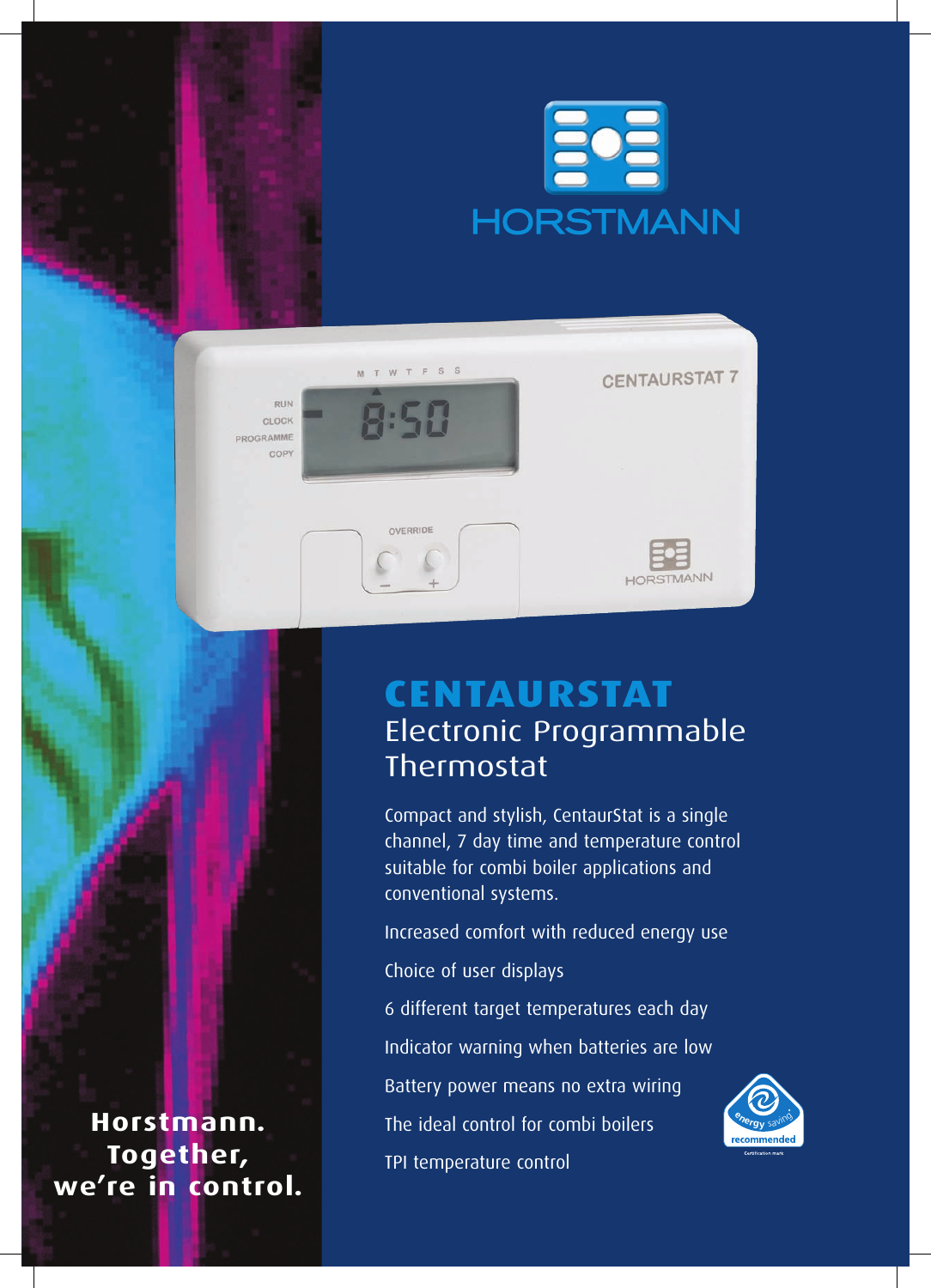HORSTMANN

# CENTAURSTAT

## Electronic Programmable Thermostat

Compact and stylish, CentaurStat is a single channel, 7 day time and temperature control suitable for combi boiler applications and conventional systems.

Increased comfort with reduced energy use

Choice of user displays

6 different target temperatures each day

Indicator warning when batteries are low

Battery power means no extra wiring

The ideal control for combi boilers

TPI temperature control

**Horstmann. Together, we're in control.**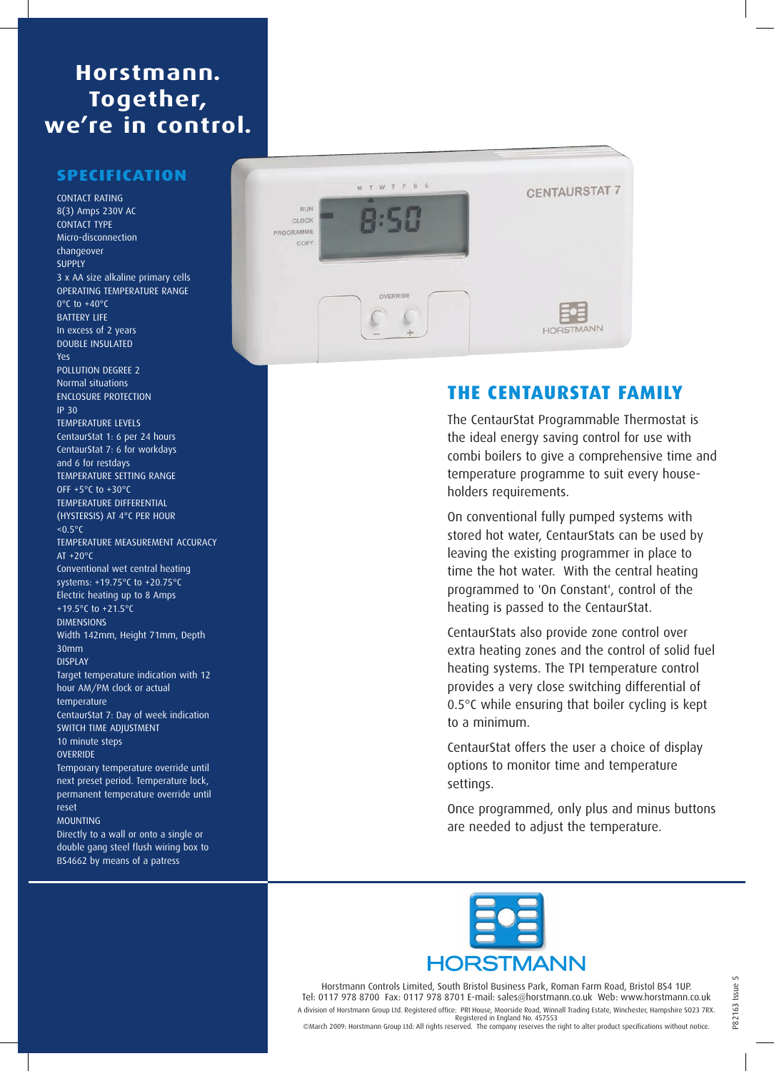# Horstmann. Together, we're in control.

## SPECIFICATION

CONTACT RATING
8(3) Amps 230V AC

CONTACT TYPE
Micro-disconnection changeover

SUPPLY
3 x AA size alkaline primary cells

OPERATING TEMPERATURE RANGE
0°C to +40°C

BATTERY LIFE
In excess of 2 years

DOUBLE INSULATED
Yes

POLLUTION DEGREE 2
Normal situations

ENCLOSURE PROTECTION
IP 30

TEMPERATURE LEVELS
CentaurStat 1: 6 per 24 hours
CentaurStat 7: 6 for workdays and 6 for restdays

TEMPERATURE SETTING RANGE
OFF +5°C to +30°C

TEMPERATURE DIFFERENTIAL (HYSTERSIS) AT 4°C PER HOUR
<0.5°C

TEMPERATURE MEASUREMENT ACCURACY AT +20°C
Conventional wet central heating systems: +19.75°C to +20.75°C
Electric heating up to 8 Amps +19.5°C to +21.5°C

DIMENSIONS
Width 142mm, Height 71mm, Depth 30mm

DISPLAY
Target temperature indication with 12 hour AM/PM clock or actual temperature
CentaurStat 7: Day of week indication

SWITCH TIME ADJUSTMENT
10 minute steps

OVERRIDE
Temporary temperature override until next preset period. Temperature lock, permanent temperature override until reset

MOUNTING
Directly to a wall or onto a single or double gang steel flush wiring box to BS4662 by means of a patress

## THE CENTAURSTAT FAMILY

The CentaurStat Programmable Thermostat is the ideal energy saving control for use with combi boilers to give a comprehensive time and temperature programme to suit every house-holders requirements.

On conventional fully pumped systems with stored hot water, CentaurStats can be used by leaving the existing programmer in place to time the hot water. With the central heating programmed to 'On Constant', control of the heating is passed to the CentaurStat.

CentaurStats also provide zone control over extra heating zones and the control of solid fuel heating systems. The TPI temperature control provides a very close switching differential of 0.5°C while ensuring that boiler cycling is kept to a minimum.

CentaurStat offers the user a choice of display options to monitor time and temperature settings.

Once programmed, only plus and minus buttons are needed to adjust the temperature.

HORSTMANN

Horstmann Controls Limited, South Bristol Business Park, Roman Farm Road, Bristol BS4 1UP.
Tel: 0117 978 8700 Fax: 0117 978 8701 E-mail: sales@horstmann.co.uk Web: www.horstmann.co.uk

A division of Horstmann Group Ltd. Registered office: PRI House, Moorside Road, Winnall Trading Estate, Winchester, Hampshire SO23 7RX. Registered in England No. 457553
©March 2009: Horstmann Group Ltd: All rights reserved. The company reserves the right to alter product specifications without notice.

P82163 Issue 5